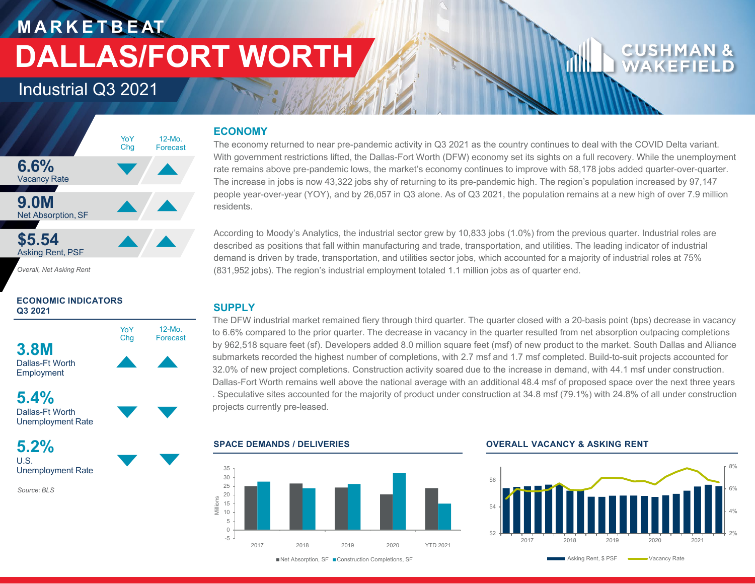# MARKETBEAT

# DALLAS/FORT WORTH

## Industrial Q3 2021

| | YoY Chg | 12-Mo. Forecast |
|---|---|---|
| **6.6%** Vacancy Rate | ▼ | ▲ |
| **9.0M** Net Absorption, SF | ▲ | ▲ |
| **$5.54** Asking Rent, PSF | ▲ | ▲ |

*Overall, Net Asking Rent*

### ECONOMIC INDICATORS Q3 2021

| | YoY Chg | 12-Mo. Forecast |
|---|---|---|
| **3.8M** Dallas-Ft Worth Employment | ▲ | ▲ |
| **5.4%** Dallas-Ft Worth Unemployment Rate | ▼ | ▼ |
| **5.2%** U.S. Unemployment Rate | ▼ | ▼ |

*Source: BLS*

## ECONOMY

The economy returned to near pre-pandemic activity in Q3 2021 as the country continues to deal with the COVID Delta variant. With government restrictions lifted, the Dallas-Fort Worth (DFW) economy set its sights on a full recovery. While the unemployment rate remains above pre-pandemic lows, the market's economy continues to improve with 58,178 jobs added quarter-over-quarter. The increase in jobs is now 43,322 jobs shy of returning to its pre-pandemic high. The region's population increased by 97,147 people year-over-year (YOY), and by 26,057 in Q3 alone. As of Q3 2021, the population remains at a new high of over 7.9 million residents.

According to Moody's Analytics, the industrial sector grew by 10,833 jobs (1.0%) from the previous quarter. Industrial roles are described as positions that fall within manufacturing and trade, transportation, and utilities. The leading indicator of industrial demand is driven by trade, transportation, and utilities sector jobs, which accounted for a majority of industrial roles at 75% (831,952 jobs). The region's industrial employment totaled 1.1 million jobs as of quarter end.

## SUPPLY

The DFW industrial market remained fiery through third quarter. The quarter closed with a 20-basis point (bps) decrease in vacancy to 6.6% compared to the prior quarter. The decrease in vacancy in the quarter resulted from net absorption outpacing completions by 962,518 square feet (sf). Developers added 8.0 million square feet (msf) of new product to the market. South Dallas and Alliance submarkets recorded the highest number of completions, with 2.7 msf and 1.7 msf completed. Build-to-suit projects accounted for 32.0% of new project completions. Construction activity soared due to the increase in demand, with 44.1 msf under construction. Dallas-Fort Worth remains well above the national average with an additional 48.4 msf of proposed space over the next three years . Speculative sites accounted for the majority of product under construction at 34.8 msf (79.1%) with 24.8% of all under construction projects currently pre-leased.

### SPACE DEMANDS / DELIVERIES

Net Absorption, SF; Construction Completions, SF (Millions)

### OVERALL VACANCY & ASKING RENT

Asking Rent, $ PSF; Vacancy Rate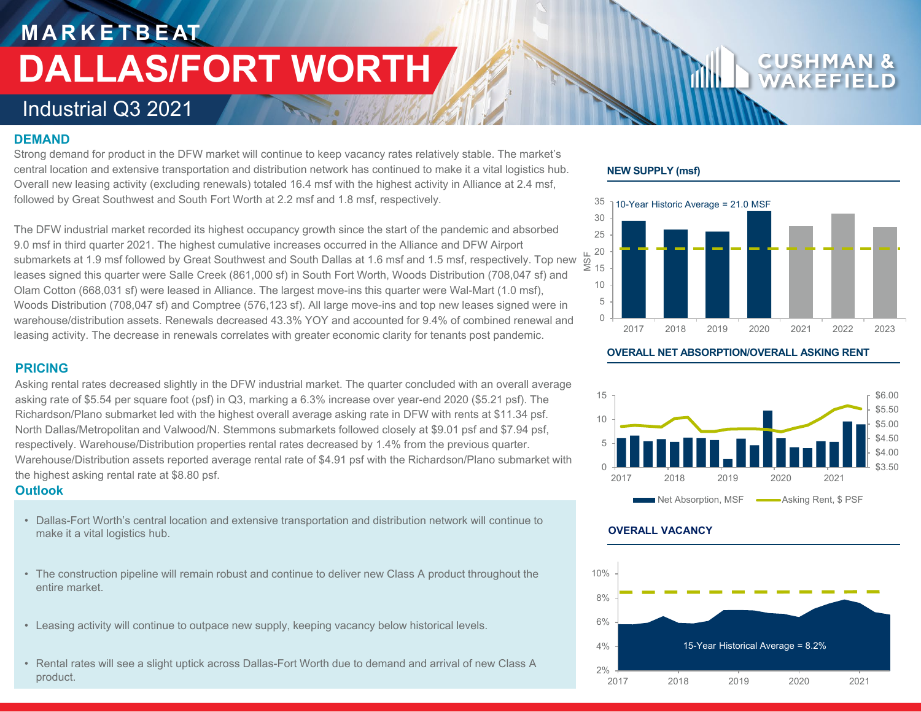# MARKETBEAT

# DALLAS/FORT WORTH

## Industrial Q3 2021

## DEMAND

Strong demand for product in the DFW market will continue to keep vacancy rates relatively stable. The market's central location and extensive transportation and distribution network has continued to make it a vital logistics hub. Overall new leasing activity (excluding renewals) totaled 16.4 msf with the highest activity in Alliance at 2.4 msf, followed by Great Southwest and South Fort Worth at 2.2 msf and 1.8 msf, respectively.

The DFW industrial market recorded its highest occupancy growth since the start of the pandemic and absorbed 9.0 msf in third quarter 2021. The highest cumulative increases occurred in the Alliance and DFW Airport submarkets at 1.9 msf followed by Great Southwest and South Dallas at 1.6 msf and 1.5 msf, respectively. Top new leases signed this quarter were Salle Creek (861,000 sf) in South Fort Worth, Woods Distribution (708,047 sf) and Olam Cotton (668,031 sf) were leased in Alliance. The largest move-ins this quarter were Wal-Mart (1.0 msf), Woods Distribution (708,047 sf) and Comptree (576,123 sf). All large move-ins and top new leases signed were in warehouse/distribution assets. Renewals decreased 43.3% YOY and accounted for 9.4% of combined renewal and leasing activity. The decrease in renewals correlates with greater economic clarity for tenants post pandemic.

## PRICING

Asking rental rates decreased slightly in the DFW industrial market. The quarter concluded with an overall average asking rate of $5.54 per square foot (psf) in Q3, marking a 6.3% increase over year-end 2020 ($5.21 psf). The Richardson/Plano submarket led with the highest overall average asking rate in DFW with rents at $11.34 psf. North Dallas/Metropolitan and Valwood/N. Stemmons submarkets followed closely at $9.01 psf and $7.94 psf, respectively. Warehouse/Distribution properties rental rates decreased by 1.4% from the previous quarter. Warehouse/Distribution assets reported average rental rate of $4.91 psf with the Richardson/Plano submarket with the highest asking rental rate at $8.80 psf.

## Outlook

- Dallas-Fort Worth's central location and extensive transportation and distribution network will continue to make it a vital logistics hub.
- The construction pipeline will remain robust and continue to deliver new Class A product throughout the entire market.
- Leasing activity will continue to outpace new supply, keeping vacancy below historical levels.
- Rental rates will see a slight uptick across Dallas-Fort Worth due to demand and arrival of new Class A product.

### NEW SUPPLY (msf)

10-Year Historic Average = 21.0 MSF

### OVERALL NET ABSORPTION/OVERALL ASKING RENT

Net Absorption, MSF / Asking Rent, $ PSF

### OVERALL VACANCY

15-Year Historical Average = 8.2%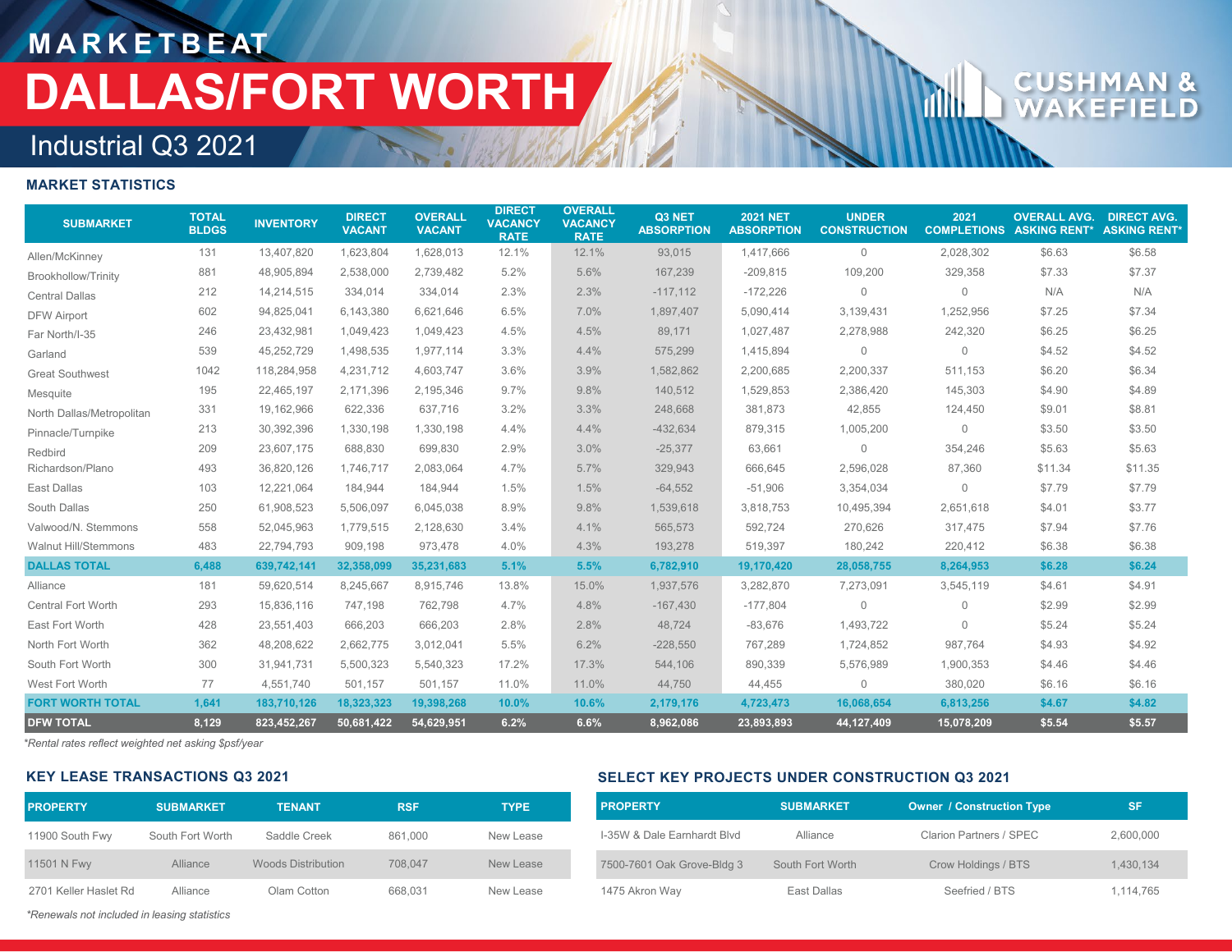# MARKETBEAT

# DALLAS/FORT WORTH

## Industrial Q3 2021

### MARKET STATISTICS

| SUBMARKET | TOTAL BLDGS | INVENTORY | DIRECT VACANT | OVERALL VACANT | DIRECT VACANCY RATE | OVERALL VACANCY RATE | Q3 NET ABSORPTION | 2021 NET ABSORPTION | UNDER CONSTRUCTION | 2021 COMPLETIONS | OVERALL AVG. ASKING RENT* | DIRECT AVG. ASKING RENT* |
|---|---|---|---|---|---|---|---|---|---|---|---|---|
| Allen/McKinney | 131 | 13,407,820 | 1,623,804 | 1,628,013 | 12.1% | 12.1% | 93,015 | 1,417,666 | 0 | 2,028,302 | $6.63 | $6.58 |
| Brookhollow/Trinity | 881 | 48,905,894 | 2,538,000 | 2,739,482 | 5.2% | 5.6% | 167,239 | -209,815 | 109,200 | 329,358 | $7.33 | $7.37 |
| Central Dallas | 212 | 14,214,515 | 334,014 | 334,014 | 2.3% | 2.3% | -117,112 | -172,226 | 0 | 0 | N/A | N/A |
| DFW Airport | 602 | 94,825,041 | 6,143,380 | 6,621,646 | 6.5% | 7.0% | 1,897,407 | 5,090,414 | 3,139,431 | 1,252,956 | $7.25 | $7.34 |
| Far North/I-35 | 246 | 23,432,981 | 1,049,423 | 1,049,423 | 4.5% | 4.5% | 89,171 | 1,027,487 | 2,278,988 | 242,320 | $6.25 | $6.25 |
| Garland | 539 | 45,252,729 | 1,498,535 | 1,977,114 | 3.3% | 4.4% | 575,299 | 1,415,894 | 0 | 0 | $4.52 | $4.52 |
| Great Southwest | 1042 | 118,284,958 | 4,231,712 | 4,603,747 | 3.6% | 3.9% | 1,582,862 | 2,200,685 | 2,200,337 | 511,153 | $6.20 | $6.34 |
| Mesquite | 195 | 22,465,197 | 2,171,396 | 2,195,346 | 9.7% | 9.8% | 140,512 | 1,529,853 | 2,386,420 | 145,303 | $4.90 | $4.89 |
| North Dallas/Metropolitan | 331 | 19,162,966 | 622,336 | 637,716 | 3.2% | 3.3% | 248,668 | 381,873 | 42,855 | 124,450 | $9.01 | $8.81 |
| Pinnacle/Turnpike | 213 | 30,392,396 | 1,330,198 | 1,330,198 | 4.4% | 4.4% | -432,634 | 879,315 | 1,005,200 | 0 | $3.50 | $3.50 |
| Redbird | 209 | 23,607,175 | 688,830 | 699,830 | 2.9% | 3.0% | -25,377 | 63,661 | 0 | 354,246 | $5.63 | $5.63 |
| Richardson/Plano | 493 | 36,820,126 | 1,746,717 | 2,083,064 | 4.7% | 5.7% | 329,943 | 666,645 | 2,596,028 | 87,360 | $11.34 | $11.35 |
| East Dallas | 103 | 12,221,064 | 184,944 | 184,944 | 1.5% | 1.5% | -64,552 | -51,906 | 3,354,034 | 0 | $7.79 | $7.79 |
| South Dallas | 250 | 61,908,523 | 5,506,097 | 6,045,038 | 8.9% | 9.8% | 1,539,618 | 3,818,753 | 10,495,394 | 2,651,618 | $4.01 | $3.77 |
| Valwood/N. Stemmons | 558 | 52,045,963 | 1,779,515 | 2,128,630 | 3.4% | 4.1% | 565,573 | 592,724 | 270,626 | 317,475 | $7.94 | $7.76 |
| Walnut Hill/Stemmons | 483 | 22,794,793 | 909,198 | 973,478 | 4.0% | 4.3% | 193,278 | 519,397 | 180,242 | 220,412 | $6.38 | $6.38 |
| **DALLAS TOTAL** | **6,488** | **639,742,141** | **32,358,099** | **35,231,683** | **5.1%** | **5.5%** | **6,782,910** | **19,170,420** | **28,058,755** | **8,264,953** | **$6.28** | **$6.24** |
| Alliance | 181 | 59,620,514 | 8,245,667 | 8,915,746 | 13.8% | 15.0% | 1,937,576 | 3,282,870 | 7,273,091 | 3,545,119 | $4.61 | $4.91 |
| Central Fort Worth | 293 | 15,836,116 | 747,198 | 762,798 | 4.7% | 4.8% | -167,430 | -177,804 | 0 | 0 | $2.99 | $2.99 |
| East Fort Worth | 428 | 23,551,403 | 666,203 | 666,203 | 2.8% | 2.8% | 48,724 | -83,676 | 1,493,722 | 0 | $5.24 | $5.24 |
| North Fort Worth | 362 | 48,208,622 | 2,662,775 | 3,012,041 | 5.5% | 6.2% | -228,550 | 767,289 | 1,724,852 | 987,764 | $4.93 | $4.92 |
| South Fort Worth | 300 | 31,941,731 | 5,500,323 | 5,540,323 | 17.2% | 17.3% | 544,106 | 890,339 | 5,576,989 | 1,900,353 | $4.46 | $4.46 |
| West Fort Worth | 77 | 4,551,740 | 501,157 | 501,157 | 11.0% | 11.0% | 44,750 | 44,455 | 0 | 380,020 | $6.16 | $6.16 |
| **FORT WORTH TOTAL** | **1,641** | **183,710,126** | **18,323,323** | **19,398,268** | **10.0%** | **10.6%** | **2,179,176** | **4,723,473** | **16,068,654** | **6,813,256** | **$4.67** | **$4.82** |
| **DFW TOTAL** | **8,129** | **823,452,267** | **50,681,422** | **54,629,951** | **6.2%** | **6.6%** | **8,962,086** | **23,893,893** | **44,127,409** | **15,078,209** | **$5.54** | **$5.57** |

*Rental rates reflect weighted net asking $psf/year

### KEY LEASE TRANSACTIONS Q3 2021

| PROPERTY | SUBMARKET | TENANT | RSF | TYPE |
|---|---|---|---|---|
| 11900 South Fwy | South Fort Worth | Saddle Creek | 861,000 | New Lease |
| 11501 N Fwy | Alliance | Woods Distribution | 708,047 | New Lease |
| 2701 Keller Haslet Rd | Alliance | Olam Cotton | 668,031 | New Lease |

*Renewals not included in leasing statistics

### SELECT KEY PROJECTS UNDER CONSTRUCTION Q3 2021

| PROPERTY | SUBMARKET | Owner / Construction Type | SF |
|---|---|---|---|
| I-35W & Dale Earnhardt Blvd | Alliance | Clarion Partners / SPEC | 2,600,000 |
| 7500-7601 Oak Grove-Bldg 3 | South Fort Worth | Crow Holdings / BTS | 1,430,134 |
| 1475 Akron Way | East Dallas | Seefried / BTS | 1,114,765 |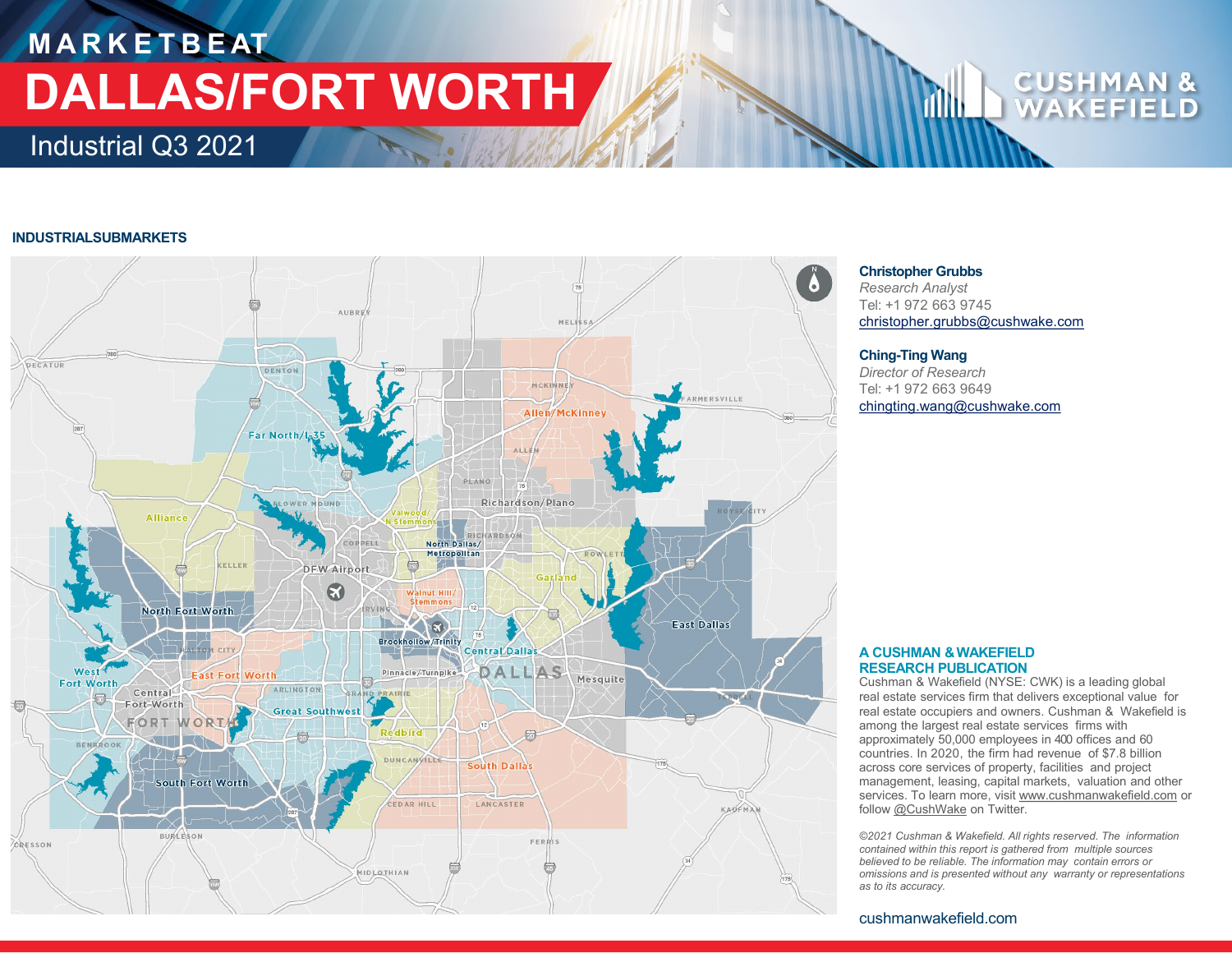# MARKETBEAT

# DALLAS/FORT WORTH

## Industrial Q3 2021

### INDUSTRIALSUBMARKETS

Far North/I-35
Alliance
Valwood/N Stemmons
Allen/McKinney
Richardson/Plano
North Dallas/Metropolitan
DFW Airport
Walnut Hill/Stemmons
Garland
North Fort Worth
Brookhollow/Trinity
Central Dallas
East Dallas
West Fort Worth
East Fort Worth
Central Fort Worth
Pinnacle/Turnpike
Mesquite
Great Southwest
Redbird
South Dallas
South Fort Worth

**Christopher Grubbs**
*Research Analyst*
Tel: +1 972 663 9745
christopher.grubbs@cushwake.com

**Ching-Ting Wang**
*Director of Research*
Tel: +1 972 663 9649
chingting.wang@cushwake.com

**A CUSHMAN & WAKEFIELD RESEARCH PUBLICATION**

Cushman & Wakefield (NYSE: CWK) is a leading global real estate services firm that delivers exceptional value for real estate occupiers and owners. Cushman & Wakefield is among the largest real estate services firms with approximately 50,000 employees in 400 offices and 60 countries. In 2020, the firm had revenue of $7.8 billion across core services of property, facilities and project management, leasing, capital markets, valuation and other services. To learn more, visit www.cushmanwakefield.com or follow @CushWake on Twitter.

*©2021 Cushman & Wakefield. All rights reserved. The information contained within this report is gathered from multiple sources believed to be reliable. The information may contain errors or omissions and is presented without any warranty or representations as to its accuracy.*

cushmanwakefield.com